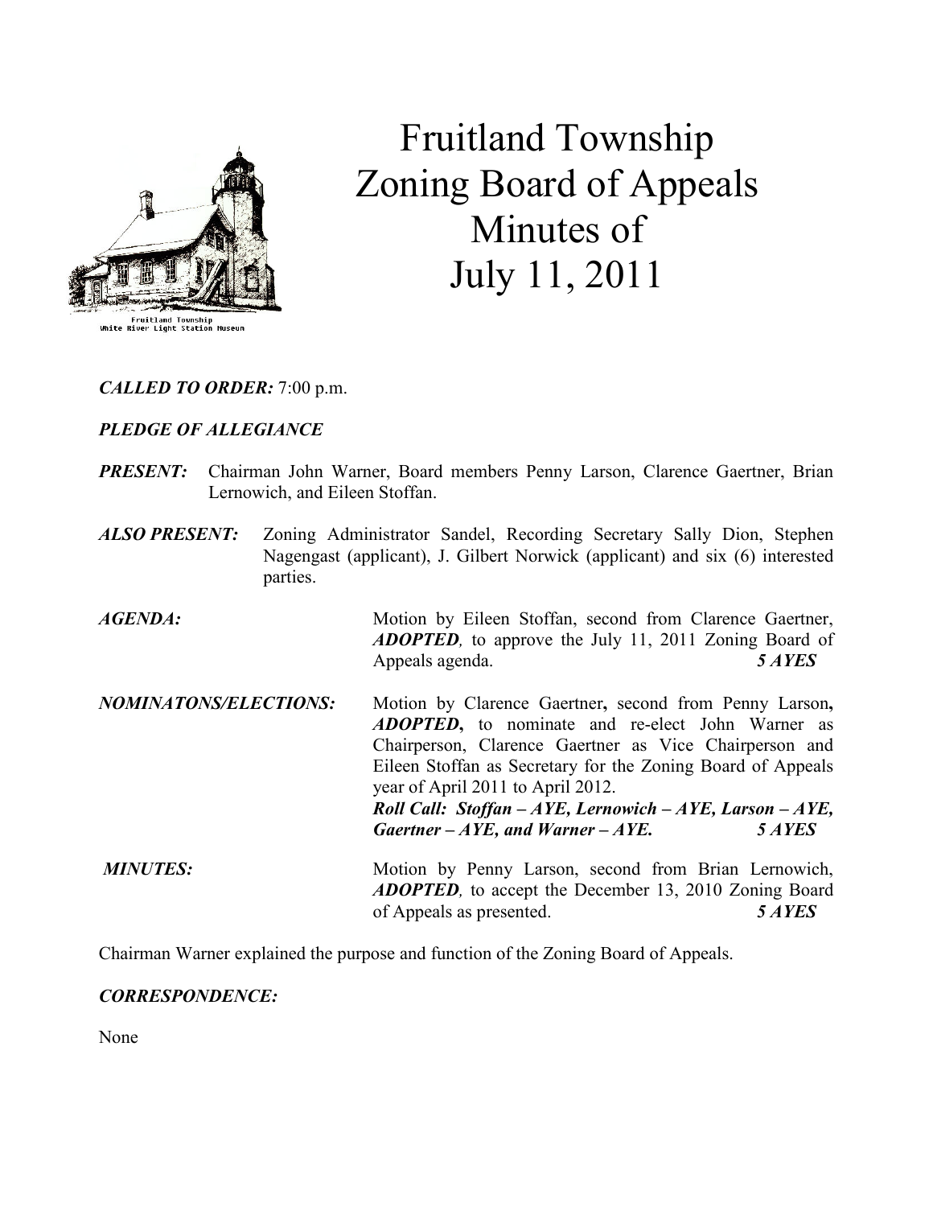# Fruitland Township Zoning Board of Appeals Minutes of July 11, 2011

***CALLED TO ORDER:*** 7:00 p.m.

***PLEDGE OF ALLEGIANCE***

***PRESENT:*** Chairman John Warner, Board members Penny Larson, Clarence Gaertner, Brian Lernowich, and Eileen Stoffan.

***ALSO PRESENT:*** Zoning Administrator Sandel, Recording Secretary Sally Dion, Stephen Nagengast (applicant), J. Gilbert Norwick (applicant) and six (6) interested parties.

***AGENDA:*** Motion by Eileen Stoffan, second from Clarence Gaertner, ***ADOPTED**,* to approve the July 11, 2011 Zoning Board of Appeals agenda. ***5 AYES***

***NOMINATONS/ELECTIONS:*** Motion by Clarence Gaertner**,** second from Penny Larson**,** ***ADOPTED*****,** to nominate and re-elect John Warner as Chairperson, Clarence Gaertner as Vice Chairperson and Eileen Stoffan as Secretary for the Zoning Board of Appeals year of April 2011 to April 2012.
***Roll Call: Stoffan – AYE, Lernowich – AYE, Larson – AYE, Gaertner – AYE, and Warner – AYE.*** ***5 AYES***

***MINUTES:*** Motion by Penny Larson, second from Brian Lernowich, ***ADOPTED**,* to accept the December 13, 2010 Zoning Board of Appeals as presented. ***5 AYES***

Chairman Warner explained the purpose and function of the Zoning Board of Appeals.

***CORRESPONDENCE:***

None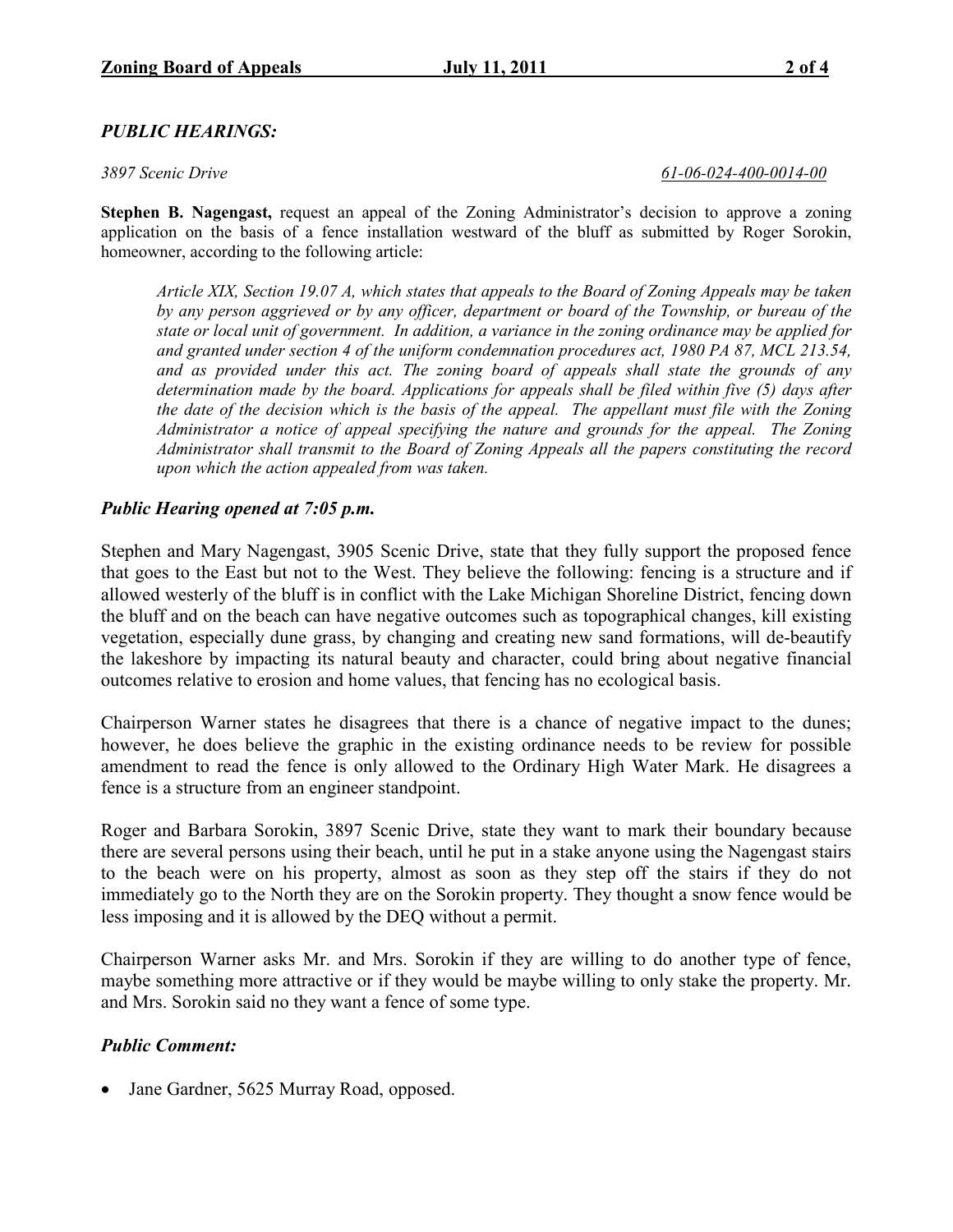## *PUBLIC HEARINGS:*

*3897 Scenic Drive* — *61-06-024-400-0014-00*

**Stephen B. Nagengast,** request an appeal of the Zoning Administrator's decision to approve a zoning application on the basis of a fence installation westward of the bluff as submitted by Roger Sorokin, homeowner, according to the following article:

> *Article XIX, Section 19.07 A, which states that appeals to the Board of Zoning Appeals may be taken by any person aggrieved or by any officer, department or board of the Township, or bureau of the state or local unit of government. In addition, a variance in the zoning ordinance may be applied for and granted under section 4 of the uniform condemnation procedures act, 1980 PA 87, MCL 213.54, and as provided under this act. The zoning board of appeals shall state the grounds of any determination made by the board. Applications for appeals shall be filed within five (5) days after the date of the decision which is the basis of the appeal. The appellant must file with the Zoning Administrator a notice of appeal specifying the nature and grounds for the appeal. The Zoning Administrator shall transmit to the Board of Zoning Appeals all the papers constituting the record upon which the action appealed from was taken.*

### *Public Hearing opened at 7:05 p.m.*

Stephen and Mary Nagengast, 3905 Scenic Drive, state that they fully support the proposed fence that goes to the East but not to the West. They believe the following: fencing is a structure and if allowed westerly of the bluff is in conflict with the Lake Michigan Shoreline District, fencing down the bluff and on the beach can have negative outcomes such as topographical changes, kill existing vegetation, especially dune grass, by changing and creating new sand formations, will de-beautify the lakeshore by impacting its natural beauty and character, could bring about negative financial outcomes relative to erosion and home values, that fencing has no ecological basis.

Chairperson Warner states he disagrees that there is a chance of negative impact to the dunes; however, he does believe the graphic in the existing ordinance needs to be review for possible amendment to read the fence is only allowed to the Ordinary High Water Mark. He disagrees a fence is a structure from an engineer standpoint.

Roger and Barbara Sorokin, 3897 Scenic Drive, state they want to mark their boundary because there are several persons using their beach, until he put in a stake anyone using the Nagengast stairs to the beach were on his property, almost as soon as they step off the stairs if they do not immediately go to the North they are on the Sorokin property. They thought a snow fence would be less imposing and it is allowed by the DEQ without a permit.

Chairperson Warner asks Mr. and Mrs. Sorokin if they are willing to do another type of fence, maybe something more attractive or if they would be maybe willing to only stake the property. Mr. and Mrs. Sorokin said no they want a fence of some type.

### *Public Comment:*

- Jane Gardner, 5625 Murray Road, opposed.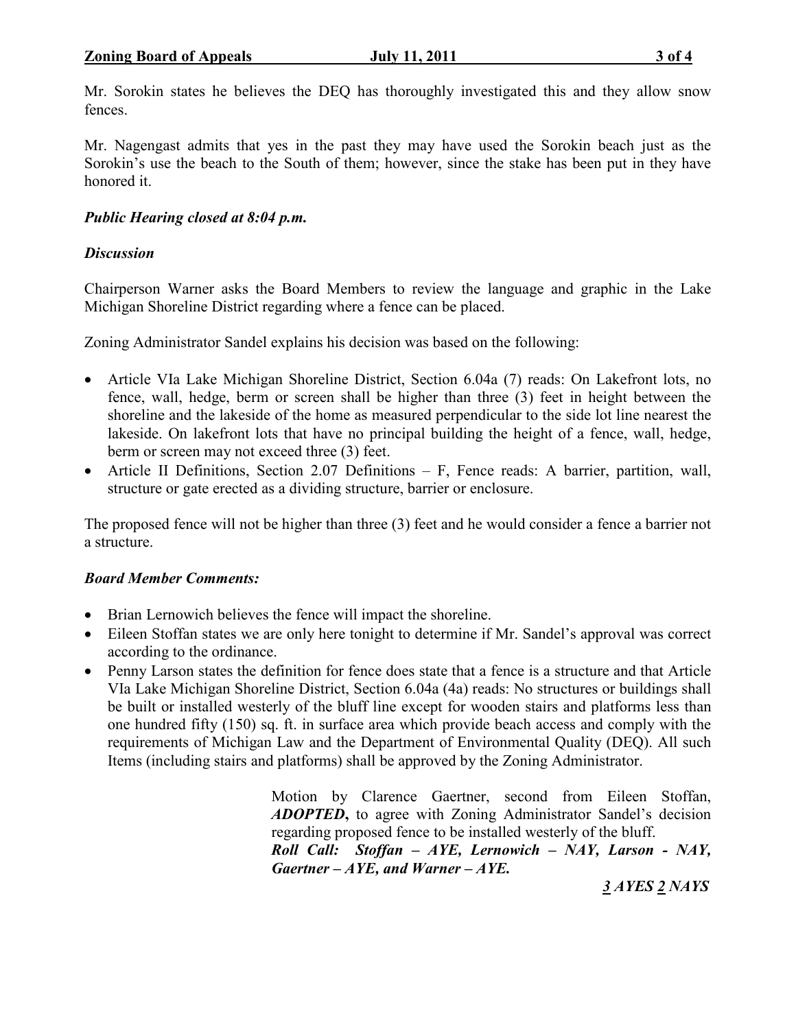Mr. Sorokin states he believes the DEQ has thoroughly investigated this and they allow snow fences.

Mr. Nagengast admits that yes in the past they may have used the Sorokin beach just as the Sorokin's use the beach to the South of them; however, since the stake has been put in they have honored it.

***Public Hearing closed at 8:04 p.m.***

***Discussion***

Chairperson Warner asks the Board Members to review the language and graphic in the Lake Michigan Shoreline District regarding where a fence can be placed.

Zoning Administrator Sandel explains his decision was based on the following:

- Article VIa Lake Michigan Shoreline District, Section 6.04a (7) reads: On Lakefront lots, no fence, wall, hedge, berm or screen shall be higher than three (3) feet in height between the shoreline and the lakeside of the home as measured perpendicular to the side lot line nearest the lakeside. On lakefront lots that have no principal building the height of a fence, wall, hedge, berm or screen may not exceed three (3) feet.
- Article II Definitions, Section 2.07 Definitions – F, Fence reads: A barrier, partition, wall, structure or gate erected as a dividing structure, barrier or enclosure.

The proposed fence will not be higher than three (3) feet and he would consider a fence a barrier not a structure.

***Board Member Comments:***

- Brian Lernowich believes the fence will impact the shoreline.
- Eileen Stoffan states we are only here tonight to determine if Mr. Sandel's approval was correct according to the ordinance.
- Penny Larson states the definition for fence does state that a fence is a structure and that Article VIa Lake Michigan Shoreline District, Section 6.04a (4a) reads: No structures or buildings shall be built or installed westerly of the bluff line except for wooden stairs and platforms less than one hundred fifty (150) sq. ft. in surface area which provide beach access and comply with the requirements of Michigan Law and the Department of Environmental Quality (DEQ). All such Items (including stairs and platforms) shall be approved by the Zoning Administrator.

Motion by Clarence Gaertner, second from Eileen Stoffan, ***ADOPTED*****,** to agree with Zoning Administrator Sandel's decision regarding proposed fence to be installed westerly of the bluff.
***Roll Call: Stoffan – AYE, Lernowich – NAY, Larson - NAY, Gaertner – AYE, and Warner – AYE.***

***3 AYES 2 NAYS***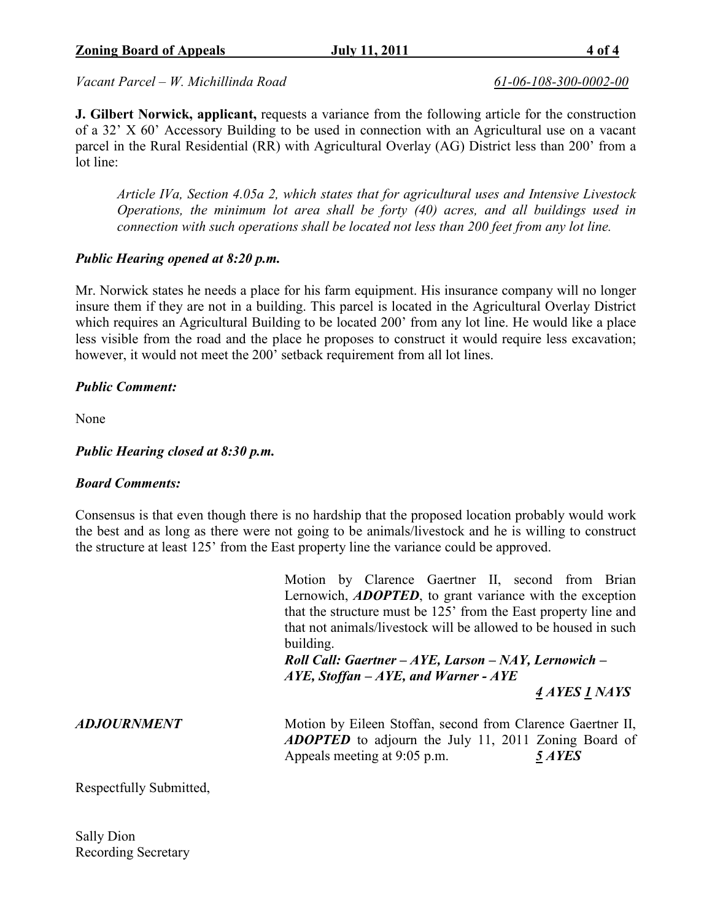*Vacant Parcel – W. Michillinda Road* 61-06-108-300-0002-00

**J. Gilbert Norwick, applicant,** requests a variance from the following article for the construction of a 32' X 60' Accessory Building to be used in connection with an Agricultural use on a vacant parcel in the Rural Residential (RR) with Agricultural Overlay (AG) District less than 200' from a lot line:

> *Article IVa, Section 4.05a 2, which states that for agricultural uses and Intensive Livestock Operations, the minimum lot area shall be forty (40) acres, and all buildings used in connection with such operations shall be located not less than 200 feet from any lot line.*

***Public Hearing opened at 8:20 p.m.***

Mr. Norwick states he needs a place for his farm equipment. His insurance company will no longer insure them if they are not in a building. This parcel is located in the Agricultural Overlay District which requires an Agricultural Building to be located 200' from any lot line. He would like a place less visible from the road and the place he proposes to construct it would require less excavation; however, it would not meet the 200' setback requirement from all lot lines.

***Public Comment:***

None

***Public Hearing closed at 8:30 p.m.***

***Board Comments:***

Consensus is that even though there is no hardship that the proposed location probably would work the best and as long as there were not going to be animals/livestock and he is willing to construct the structure at least 125' from the East property line the variance could be approved.

Motion by Clarence Gaertner II, second from Brian Lernowich, ***ADOPTED***, to grant variance with the exception that the structure must be 125' from the East property line and that not animals/livestock will be allowed to be housed in such building.
***Roll Call: Gaertner – AYE, Larson – NAY, Lernowich – AYE, Stoffan – AYE, and Warner - AYE***

***4 AYES 1 NAYS***

***ADJOURNMENT*** Motion by Eileen Stoffan, second from Clarence Gaertner II, ***ADOPTED*** to adjourn the July 11, 2011 Zoning Board of Appeals meeting at 9:05 p.m. ***5 AYES***

Respectfully Submitted,

Sally Dion
Recording Secretary